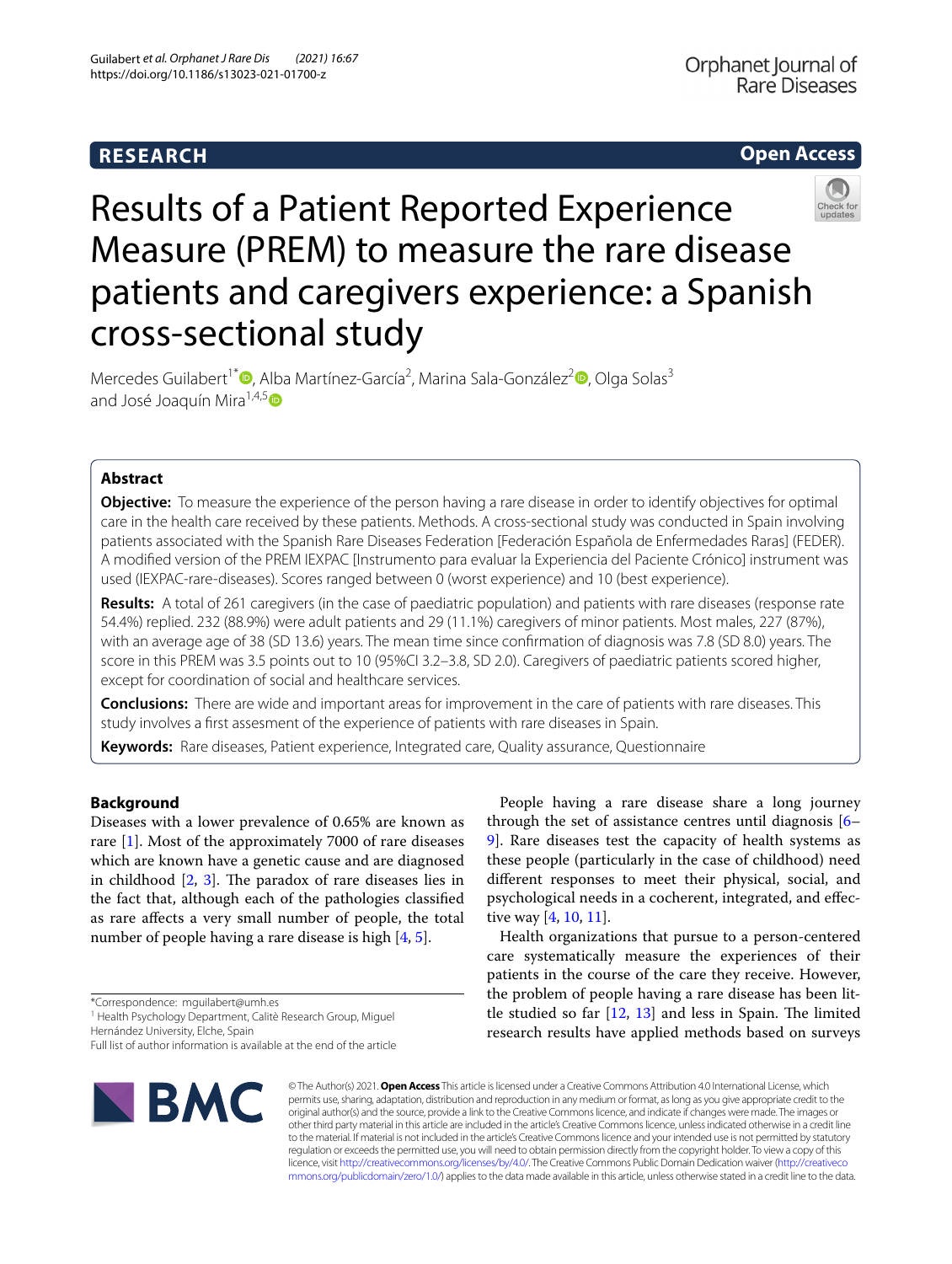# Results of a Patient Reported Experience Measure (PREM) to measure the rare disease patients and caregivers experience: a Spanish cross-sectional study

Mercedes Guilabert[1*], Alba Martínez-García[2], Marina Sala-González[2], Olga Solas[3] and José Joaquín Mira[1,4,5]

## Abstract

**Objective:** To measure the experience of the person having a rare disease in order to identify objectives for optimal care in the health care received by these patients. Methods. A cross-sectional study was conducted in Spain involving patients associated with the Spanish Rare Diseases Federation [Federación Española de Enfermedades Raras] (FEDER). A modified version of the PREM IEXPAC [Instrumento para evaluar la Experiencia del Paciente Crónico] instrument was used (IEXPAC-rare-diseases). Scores ranged between 0 (worst experience) and 10 (best experience).

**Results:** A total of 261 caregivers (in the case of paediatric population) and patients with rare diseases (response rate 54.4%) replied. 232 (88.9%) were adult patients and 29 (11.1%) caregivers of minor patients. Most males, 227 (87%), with an average age of 38 (SD 13.6) years. The mean time since confirmation of diagnosis was 7.8 (SD 8.0) years. The score in this PREM was 3.5 points out to 10 (95%CI 3.2–3.8, SD 2.0). Caregivers of paediatric patients scored higher, except for coordination of social and healthcare services.

**Conclusions:** There are wide and important areas for improvement in the care of patients with rare diseases. This study involves a first assesment of the experience of patients with rare diseases in Spain.

**Keywords:** Rare diseases, Patient experience, Integrated care, Quality assurance, Questionnaire

## Background

Diseases with a lower prevalence of 0.65% are known as rare [1]. Most of the approximately 7000 of rare diseases which are known have a genetic cause and are diagnosed in childhood [2, 3]. The paradox of rare diseases lies in the fact that, although each of the pathologies classified as rare affects a very small number of people, the total number of people having a rare disease is high [4, 5].

People having a rare disease share a long journey through the set of assistance centres until diagnosis [6–9]. Rare diseases test the capacity of health systems as these people (particularly in the case of childhood) need different responses to meet their physical, social, and psychological needs in a cocherent, integrated, and effective way [4, 10, 11].

Health organizations that pursue to a person-centered care systematically measure the experiences of their patients in the course of the care they receive. However, the problem of people having a rare disease has been little studied so far [12, 13] and less in Spain. The limited research results have applied methods based on surveys

*Correspondence: mguilabert@umh.es
[1] Health Psychology Department, Calitè Research Group, Miguel Hernández University, Elche, Spain
Full list of author information is available at the end of the article

© The Author(s) 2021. **Open Access** This article is licensed under a Creative Commons Attribution 4.0 International License, which permits use, sharing, adaptation, distribution and reproduction in any medium or format, as long as you give appropriate credit to the original author(s) and the source, provide a link to the Creative Commons licence, and indicate if changes were made. The images or other third party material in this article are included in the article's Creative Commons licence, unless indicated otherwise in a credit line to the material. If material is not included in the article's Creative Commons licence and your intended use is not permitted by statutory regulation or exceeds the permitted use, you will need to obtain permission directly from the copyright holder. To view a copy of this licence, visit http://creativecommons.org/licenses/by/4.0/. The Creative Commons Public Domain Dedication waiver (http://creativecommons.org/publicdomain/zero/1.0/) applies to the data made available in this article, unless otherwise stated in a credit line to the data.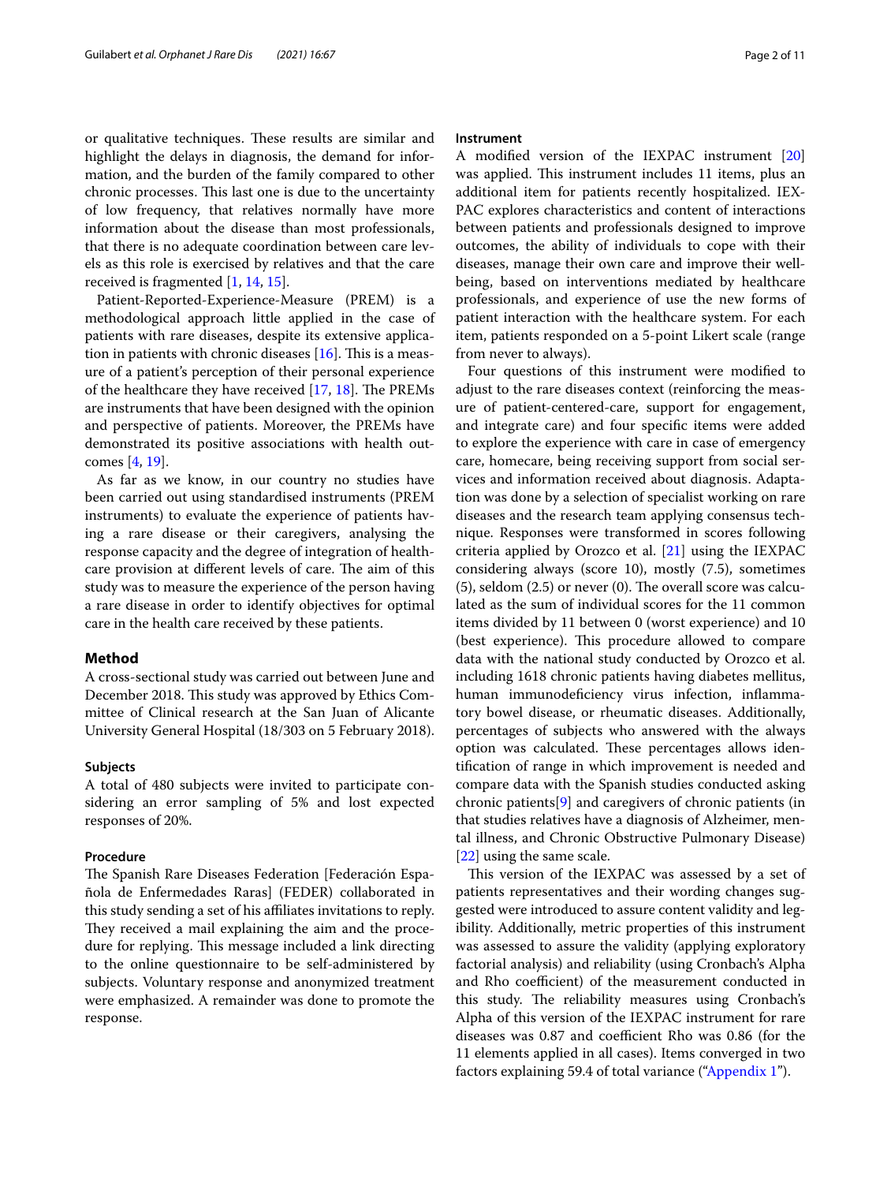or qualitative techniques. These results are similar and highlight the delays in diagnosis, the demand for information, and the burden of the family compared to other chronic processes. This last one is due to the uncertainty of low frequency, that relatives normally have more information about the disease than most professionals, that there is no adequate coordination between care levels as this role is exercised by relatives and that the care received is fragmented [1, 14, 15].

Patient-Reported-Experience-Measure (PREM) is a methodological approach little applied in the case of patients with rare diseases, despite its extensive application in patients with chronic diseases [16]. This is a measure of a patient's perception of their personal experience of the healthcare they have received [17, 18]. The PREMs are instruments that have been designed with the opinion and perspective of patients. Moreover, the PREMs have demonstrated its positive associations with health outcomes [4, 19].

As far as we know, in our country no studies have been carried out using standardised instruments (PREM instruments) to evaluate the experience of patients having a rare disease or their caregivers, analysing the response capacity and the degree of integration of healthcare provision at different levels of care. The aim of this study was to measure the experience of the person having a rare disease in order to identify objectives for optimal care in the health care received by these patients.

## Method

A cross-sectional study was carried out between June and December 2018. This study was approved by Ethics Committee of Clinical research at the San Juan of Alicante University General Hospital (18/303 on 5 February 2018).

### Subjects

A total of 480 subjects were invited to participate considering an error sampling of 5% and lost expected responses of 20%.

### Procedure

The Spanish Rare Diseases Federation [Federación Española de Enfermedades Raras] (FEDER) collaborated in this study sending a set of his affiliates invitations to reply. They received a mail explaining the aim and the procedure for replying. This message included a link directing to the online questionnaire to be self-administered by subjects. Voluntary response and anonymized treatment were emphasized. A remainder was done to promote the response.

### Instrument

A modified version of the IEXPAC instrument [20] was applied. This instrument includes 11 items, plus an additional item for patients recently hospitalized. IEXPAC explores characteristics and content of interactions between patients and professionals designed to improve outcomes, the ability of individuals to cope with their diseases, manage their own care and improve their wellbeing, based on interventions mediated by healthcare professionals, and experience of use the new forms of patient interaction with the healthcare system. For each item, patients responded on a 5-point Likert scale (range from never to always).

Four questions of this instrument were modified to adjust to the rare diseases context (reinforcing the measure of patient-centered-care, support for engagement, and integrate care) and four specific items were added to explore the experience with care in case of emergency care, homecare, being receiving support from social services and information received about diagnosis. Adaptation was done by a selection of specialist working on rare diseases and the research team applying consensus technique. Responses were transformed in scores following criteria applied by Orozco et al. [21] using the IEXPAC considering always (score 10), mostly (7.5), sometimes (5), seldom (2.5) or never (0). The overall score was calculated as the sum of individual scores for the 11 common items divided by 11 between 0 (worst experience) and 10 (best experience). This procedure allowed to compare data with the national study conducted by Orozco et al. including 1618 chronic patients having diabetes mellitus, human immunodeficiency virus infection, inflammatory bowel disease, or rheumatic diseases. Additionally, percentages of subjects who answered with the always option was calculated. These percentages allows identification of range in which improvement is needed and compare data with the Spanish studies conducted asking chronic patients[9] and caregivers of chronic patients (in that studies relatives have a diagnosis of Alzheimer, mental illness, and Chronic Obstructive Pulmonary Disease) [22] using the same scale.

This version of the IEXPAC was assessed by a set of patients representatives and their wording changes suggested were introduced to assure content validity and legibility. Additionally, metric properties of this instrument was assessed to assure the validity (applying exploratory factorial analysis) and reliability (using Cronbach's Alpha and Rho coefficient) of the measurement conducted in this study. The reliability measures using Cronbach's Alpha of this version of the IEXPAC instrument for rare diseases was 0.87 and coefficient Rho was 0.86 (for the 11 elements applied in all cases). Items converged in two factors explaining 59.4 of total variance ("Appendix 1").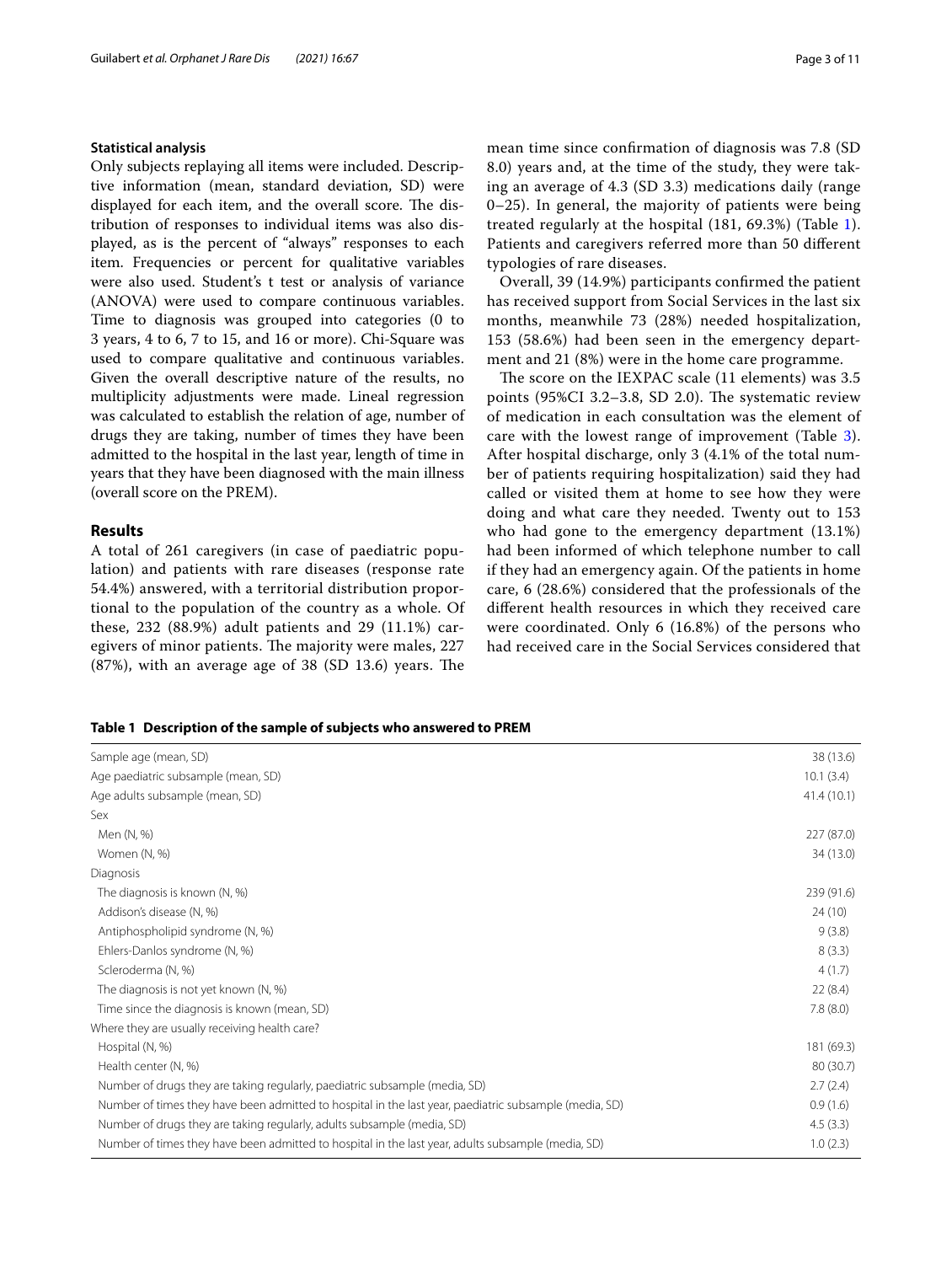### Statistical analysis

Only subjects replaying all items were included. Descriptive information (mean, standard deviation, SD) were displayed for each item, and the overall score. The distribution of responses to individual items was also displayed, as is the percent of "always" responses to each item. Frequencies or percent for qualitative variables were also used. Student's t test or analysis of variance (ANOVA) were used to compare continuous variables. Time to diagnosis was grouped into categories (0 to 3 years, 4 to 6, 7 to 15, and 16 or more). Chi-Square was used to compare qualitative and continuous variables. Given the overall descriptive nature of the results, no multiplicity adjustments were made. Lineal regression was calculated to establish the relation of age, number of drugs they are taking, number of times they have been admitted to the hospital in the last year, length of time in years that they have been diagnosed with the main illness (overall score on the PREM).

## Results

A total of 261 caregivers (in case of paediatric population) and patients with rare diseases (response rate 54.4%) answered, with a territorial distribution proportional to the population of the country as a whole. Of these, 232 (88.9%) adult patients and 29 (11.1%) caregivers of minor patients. The majority were males, 227 (87%), with an average age of 38 (SD 13.6) years. The mean time since confirmation of diagnosis was 7.8 (SD 8.0) years and, at the time of the study, they were taking an average of 4.3 (SD 3.3) medications daily (range 0–25). In general, the majority of patients were being treated regularly at the hospital (181, 69.3%) (Table 1). Patients and caregivers referred more than 50 different typologies of rare diseases.

Overall, 39 (14.9%) participants confirmed the patient has received support from Social Services in the last six months, meanwhile 73 (28%) needed hospitalization, 153 (58.6%) had been seen in the emergency department and 21 (8%) were in the home care programme.

The score on the IEXPAC scale (11 elements) was 3.5 points (95%CI 3.2–3.8, SD 2.0). The systematic review of medication in each consultation was the element of care with the lowest range of improvement (Table 3). After hospital discharge, only 3 (4.1% of the total number of patients requiring hospitalization) said they had called or visited them at home to see how they were doing and what care they needed. Twenty out to 153 who had gone to the emergency department (13.1%) had been informed of which telephone number to call if they had an emergency again. Of the patients in home care, 6 (28.6%) considered that the professionals of the different health resources in which they received care were coordinated. Only 6 (16.8%) of the persons who had received care in the Social Services considered that

**Table 1 Description of the sample of subjects who answered to PREM**

| | |
|---|---|
| Sample age (mean, SD) | 38 (13.6) |
| Age paediatric subsample (mean, SD) | 10.1 (3.4) |
| Age adults subsample (mean, SD) | 41.4 (10.1) |
| Sex | |
| Men (N, %) | 227 (87.0) |
| Women (N, %) | 34 (13.0) |
| Diagnosis | |
| The diagnosis is known (N, %) | 239 (91.6) |
| Addison's disease (N, %) | 24 (10) |
| Antiphospholipid syndrome (N, %) | 9 (3.8) |
| Ehlers-Danlos syndrome (N, %) | 8 (3.3) |
| Scleroderma (N, %) | 4 (1.7) |
| The diagnosis is not yet known (N, %) | 22 (8.4) |
| Time since the diagnosis is known (mean, SD) | 7.8 (8.0) |
| Where they are usually receiving health care? | |
| Hospital (N, %) | 181 (69.3) |
| Health center (N, %) | 80 (30.7) |
| Number of drugs they are taking regularly, paediatric subsample (media, SD) | 2.7 (2.4) |
| Number of times they have been admitted to hospital in the last year, paediatric subsample (media, SD) | 0.9 (1.6) |
| Number of drugs they are taking regularly, adults subsample (media, SD) | 4.5 (3.3) |
| Number of times they have been admitted to hospital in the last year, adults subsample (media, SD) | 1.0 (2.3) |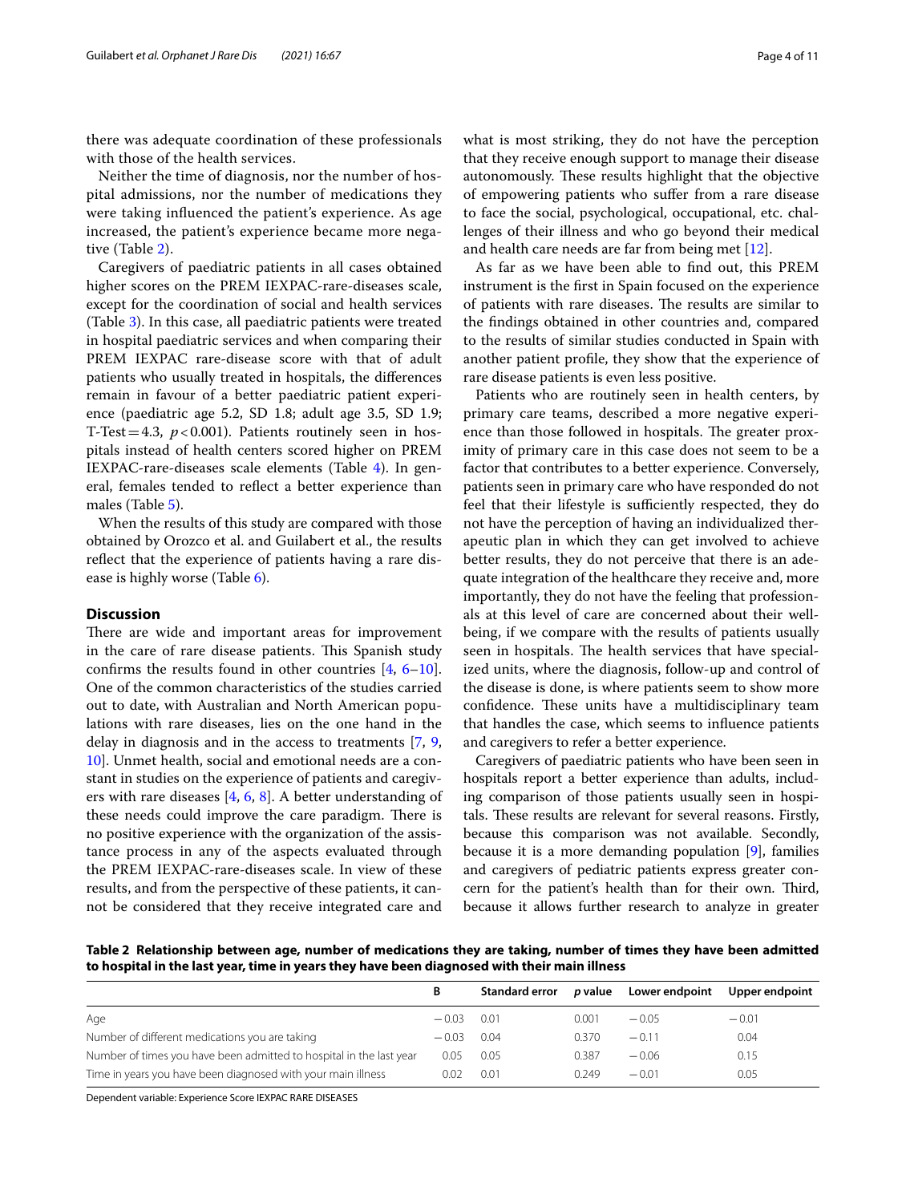there was adequate coordination of these professionals with those of the health services.

Neither the time of diagnosis, nor the number of hospital admissions, nor the number of medications they were taking influenced the patient's experience. As age increased, the patient's experience became more negative (Table 2).

Caregivers of paediatric patients in all cases obtained higher scores on the PREM IEXPAC-rare-diseases scale, except for the coordination of social and health services (Table 3). In this case, all paediatric patients were treated in hospital paediatric services and when comparing their PREM IEXPAC rare-disease score with that of adult patients who usually treated in hospitals, the differences remain in favour of a better paediatric patient experience (paediatric age 5.2, SD 1.8; adult age 3.5, SD 1.9; T-Test = 4.3, $p < 0.001$). Patients routinely seen in hospitals instead of health centers scored higher on PREM IEXPAC-rare-diseases scale elements (Table 4). In general, females tended to reflect a better experience than males (Table 5).

When the results of this study are compared with those obtained by Orozco et al. and Guilabert et al., the results reflect that the experience of patients having a rare disease is highly worse (Table 6).

## Discussion

There are wide and important areas for improvement in the care of rare disease patients. This Spanish study confirms the results found in other countries [4, 6–10]. One of the common characteristics of the studies carried out to date, with Australian and North American populations with rare diseases, lies on the one hand in the delay in diagnosis and in the access to treatments [7, 9, 10]. Unmet health, social and emotional needs are a constant in studies on the experience of patients and caregivers with rare diseases [4, 6, 8]. A better understanding of these needs could improve the care paradigm. There is no positive experience with the organization of the assistance process in any of the aspects evaluated through the PREM IEXPAC-rare-diseases scale. In view of these results, and from the perspective of these patients, it cannot be considered that they receive integrated care and what is most striking, they do not have the perception that they receive enough support to manage their disease autonomously. These results highlight that the objective of empowering patients who suffer from a rare disease to face the social, psychological, occupational, etc. challenges of their illness and who go beyond their medical and health care needs are far from being met [12].

As far as we have been able to find out, this PREM instrument is the first in Spain focused on the experience of patients with rare diseases. The results are similar to the findings obtained in other countries and, compared to the results of similar studies conducted in Spain with another patient profile, they show that the experience of rare disease patients is even less positive.

Patients who are routinely seen in health centers, by primary care teams, described a more negative experience than those followed in hospitals. The greater proximity of primary care in this case does not seem to be a factor that contributes to a better experience. Conversely, patients seen in primary care who have responded do not feel that their lifestyle is sufficiently respected, they do not have the perception of having an individualized therapeutic plan in which they can get involved to achieve better results, they do not perceive that there is an adequate integration of the healthcare they receive and, more importantly, they do not have the feeling that professionals at this level of care are concerned about their wellbeing, if we compare with the results of patients usually seen in hospitals. The health services that have specialized units, where the diagnosis, follow-up and control of the disease is done, is where patients seem to show more confidence. These units have a multidisciplinary team that handles the case, which seems to influence patients and caregivers to refer a better experience.

Caregivers of paediatric patients who have been seen in hospitals report a better experience than adults, including comparison of those patients usually seen in hospitals. These results are relevant for several reasons. Firstly, because this comparison was not available. Secondly, because it is a more demanding population [9], families and caregivers of pediatric patients express greater concern for the patient's health than for their own. Third, because it allows further research to analyze in greater

**Table 2 Relationship between age, number of medications they are taking, number of times they have been admitted to hospital in the last year, time in years they have been diagnosed with their main illness**

| | B | Standard error | *p* value | Lower endpoint | Upper endpoint |
|---|---|---|---|---|---|
| Age | −0.03 | 0.01 | 0.001 | −0.05 | −0.01 |
| Number of different medications you are taking | −0.03 | 0.04 | 0.370 | −0.11 | 0.04 |
| Number of times you have been admitted to hospital in the last year | 0.05 | 0.05 | 0.387 | −0.06 | 0.15 |
| Time in years you have been diagnosed with your main illness | 0.02 | 0.01 | 0.249 | −0.01 | 0.05 |

Dependent variable: Experience Score IEXPAC RARE DISEASES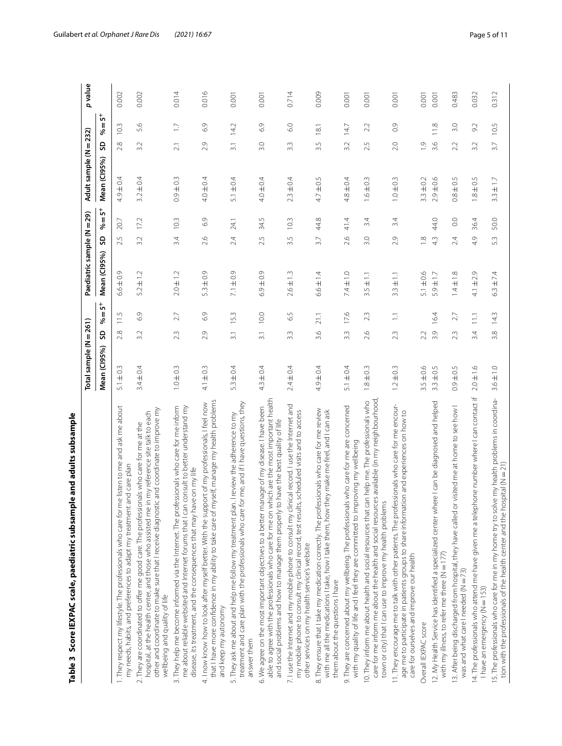**Table 3 Score IEXPAC scale, paediatric subsample and adults subsample**

| | Total sample (N = 261) | | | Paediatric sample (N = 29) | | | Adult sample (N = 232) | | | p value |
|---|---|---|---|---|---|---|---|---|---|---|
| | Mean (CI95%) | SD | % = 5+ | Mean (CI95%) | SD | % = 5+ | Mean (CI95%) | SD | % = 5+ | |
| 1. They respect my lifestyle. The professionals who care for me listen to me and ask me about my needs, habits, and preferences to adapt my treatment and care plan | 5.1 ± 0.3 | 2.8 | 11.5 | 6.6 ± 0.9 | 2.5 | 20.7 | 4.9 ± 0.4 | 2.8 | 10.3 | 0.002 |
| 2. They are coordinated to offer me good care. The professionals who care for me at the hospital, at the health center, and those who assisted me in my reference site talk to each other and coordinate to make sure that I receive diagnostic and coordinate to improve my wellbeing and quality of life | 3.4 ± 0.4 | 3.2 | 6.9 | 5.2 ± 1.2 | 3.2 | 17.2 | 3.2 ± 0.4 | 3.2 | 5.6 | 0.002 |
| 3. They help me become informed via the Internet. The professionals who care for me inform me about reliable websites and Internet forums that I can consult to better understand my disease, its treatment, and the consequences that may have on my life | 1.0 ± 0.3 | 2.3 | 2.7 | 2.0 ± 1.2 | 3.4 | 10.3 | 0.9 ± 0.3 | 2.1 | 1.7 | 0.014 |
| 4. I now know how to look after myself better. With the support of my professionals, I feel now that I have more confidence in my ability to take care of myself, manage my health problems and keep my autonomy | 4.1 ± 0.3 | 2.9 | 6.9 | 5.3 ± 0.9 | 2.6 | 6.9 | 4.0 ± 0.4 | 2.9 | 6.9 | 0.016 |
| 5. They ask me about and help me follow my treatment plan. I review the adherence to my treatment and care plan with the professionals who care for me, and if I have questions, they answer them | 5.3 ± 0.4 | 3.1 | 15.3 | 7.1 ± 0.9 | 2.4 | 24.1 | 5.1 ± 0.4 | 3.1 | 14.2 | 0.001 |
| 6. We agree on the most important objectives to a better manage of my disease. I have been able to agree with the professionals who care for me on which are the most important health and social problems and how to manage them properly to have the best quality of life | 4.3 ± 0.4 | 3.1 | 10.0 | 6.9 ± 0.9 | 2.5 | 34.5 | 4.0 ± 0.4 | 3.0 | 6.9 | 0.001 |
| 7. I use the Internet and my mobile phone to consult my clinical record. I use the Internet and my mobile phone to consult my clinical record, test results, scheduled visits and to access other services on my health service's website | 2.4 ± 0.4 | 3.3 | 6.5 | 2.6 ± 1.3 | 3.5 | 10.3 | 2.3 ± 0.4 | 3.3 | 6.0 | 0.714 |
| 8. They ensure that I take my medication correctly. The professionals who care for me review with me all the medications I take, how I take them, how they make me feel, and I can ask them about the questions I have | 4.9 ± 0.4 | 3.6 | 21.1 | 6.6 ± 1.4 | 3.7 | 44.8 | 4.7 ± 0.5 | 3.5 | 18.1 | 0.009 |
| 9. They are concerned about my wellbeing. The professionals who care for me are concerned with my quality of life and I feel they are committed to improving my wellbeing | 5.1 ± 0.4 | 3.3 | 17.6 | 7.4 ± 1.0 | 2.6 | 41.4 | 4.8 ± 0.4 | 3.2 | 14.7 | 0.001 |
| 10. They inform me about health and social resources that can help me. The professionals who care for me inform me about the health and social resources available (in my neighbourhood, town or city) that I can use to improve my health problems | 1.8 ± 0.3 | 2.6 | 2.3 | 3.5 ± 1.1 | 3.0 | 3.4 | 1.6 ± 0.3 | 2.5 | 2.2 | 0.001 |
| 11. They encourage me to talk with other patients. The professionals who care for me encourage me to participate in patients groups to share information and experiences on how to care for ourselves and improve our health | 1.2 ± 0.3 | 2.3 | 1.1 | 3.3 ± 1.1 | 2.9 | 3.4 | 1.0 ± 0.3 | 2.0 | 0.9 | 0.001 |
| Overall IEXPAC score | 3.5 ± 0.6 | 2.2 | | 5.1 ± 0.6 | 1.8 | | 3.3 ± 0.2 | 1.9 | | 0.001 |
| 12. My Health Service has identified a specialized center where I can be diagnosed and helped with my illness, to refer me there (N = 177) | 3.3 ± 0.5 | 3.9 | 16.4 | 5.9 ± 1.7 | 4.3 | 44.0 | 2.9 ± 0.6 | 3.6 | 11.8 | 0.001 |
| 13. After being discharged from hospital, they have called or visited me at home to see how I was and what care I needed (N = 73) | 0.9 ± 0.5 | 2.3 | 2.7 | 1.4 ± 1.8 | 2.4 | 0.0 | 0.8 ± 0.5 | 2.2 | 3.0 | 0.483 |
| 14. The professionals who attend me have given me a telephone number where I can contact if I have an emergency (N = 153) | 2.0 ± 1.6 | 3.4 | 11.1 | 4.1 ± 2.9 | 4.9 | 36.4 | 1.8 ± 0.5 | 3.2 | 9.2 | 0.032 |
| 15. The professionals who care for me in my home try to solve my health problems in coordination with the professionals of the health center and the hospital (N = 21) | 3.6 ± 1.0 | 3.8 | 14.3 | 6.3 ± 7.4 | 5.3 | 50.0 | 3.3 ± 1.7 | 3.7 | 10.5 | 0.312 |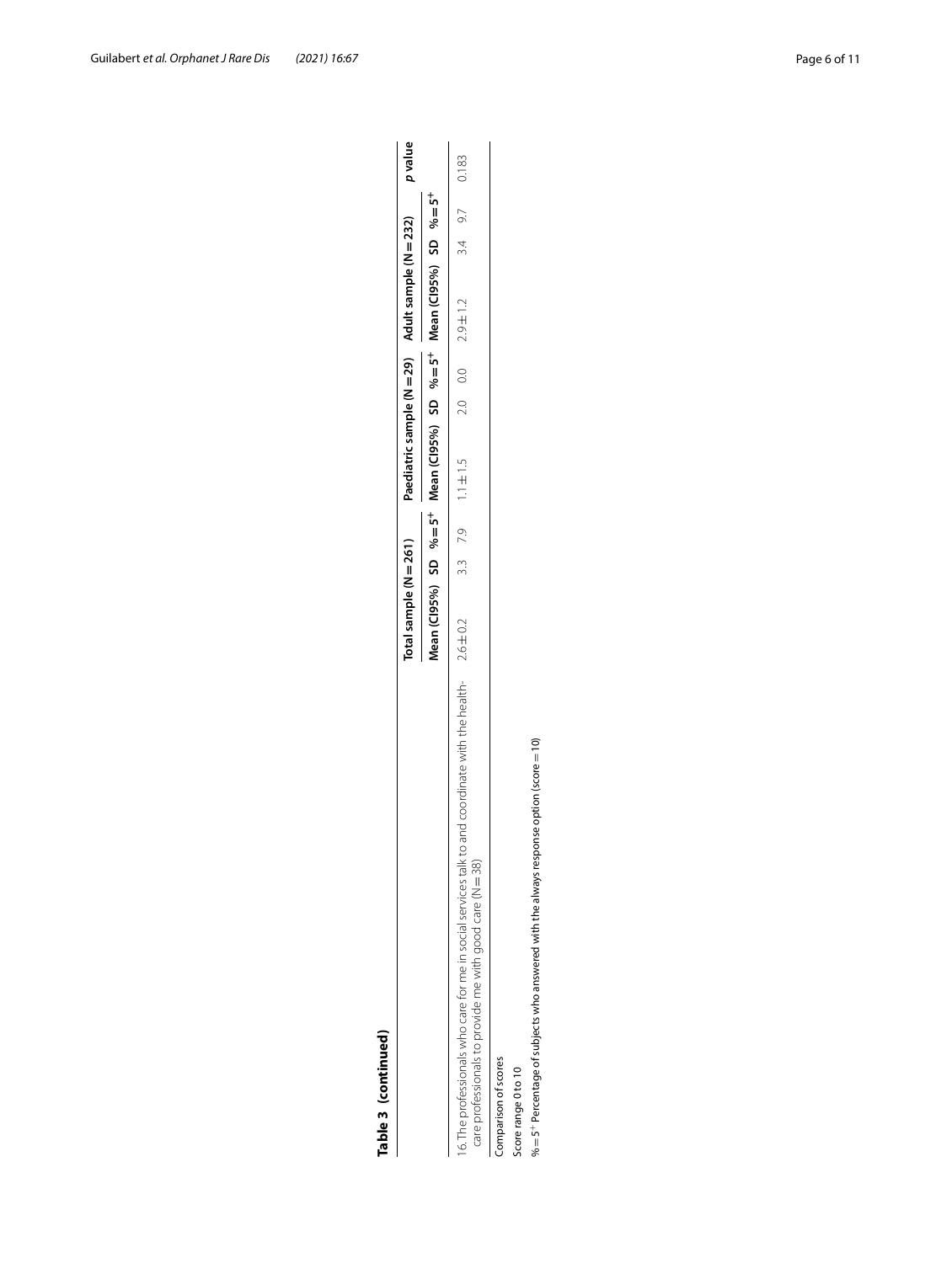**Table 3 (continued)**

| | Total sample (N = 261) | | | Paediatric sample (N = 29) | | | Adult sample (N = 232) | | | *p* value |
|---|---|---|---|---|---|---|---|---|---|---|
| | Mean (CI95%) | SD | % = 5[+] | Mean (CI95%) | SD | % = 5[+] | Mean (CI95%) | SD | % = 5[+] | |
| 16. The professionals who care for me in social services talk to and coordinate with the health-care professionals to provide me with good care (N = 38) | 2.6 ± 0.2 | 3.3 | 7.9 | 1.1 ± 1.5 | 2.0 | 0.0 | 2.9 ± 1.2 | 3.4 | 9.7 | 0.183 |

Comparison of scores

Score range 0 to 10

% = 5[+] Percentage of subjects who answered with the always response option (score = 10)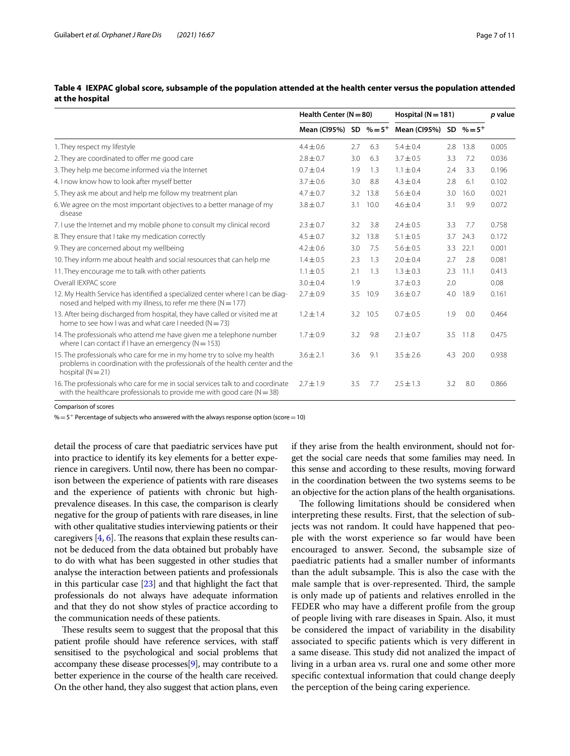**Table 4 IEXPAC global score, subsample of the population attended at the health center versus the population attended at the hospital**

| | Health Center (N = 80) | | | Hospital (N = 181) | | | p value |
|---|---|---|---|---|---|---|---|
| | Mean (CI95%) | SD | % = 5+ | Mean (CI95%) | SD | % = 5+ | |
| 1. They respect my lifestyle | 4.4 ± 0.6 | 2.7 | 6.3 | 5.4 ± 0.4 | 2.8 | 13.8 | 0.005 |
| 2. They are coordinated to offer me good care | 2.8 ± 0.7 | 3.0 | 6.3 | 3.7 ± 0.5 | 3.3 | 7.2 | 0.036 |
| 3. They help me become informed via the Internet | 0.7 ± 0.4 | 1.9 | 1.3 | 1.1 ± 0.4 | 2.4 | 3.3 | 0.196 |
| 4. I now know how to look after myself better | 3.7 ± 0.6 | 3.0 | 8.8 | 4.3 ± 0.4 | 2.8 | 6.1 | 0.102 |
| 5. They ask me about and help me follow my treatment plan | 4.7 ± 0.7 | 3.2 | 13.8 | 5.6 ± 0.4 | 3.0 | 16.0 | 0.021 |
| 6. We agree on the most important objectives to a better manage of my disease | 3.8 ± 0.7 | 3.1 | 10.0 | 4.6 ± 0.4 | 3.1 | 9.9 | 0.072 |
| 7. I use the Internet and my mobile phone to consult my clinical record | 2.3 ± 0.7 | 3.2 | 3.8 | 2.4 ± 0.5 | 3.3 | 7.7 | 0.758 |
| 8. They ensure that I take my medication correctly | 4.5 ± 0.7 | 3.2 | 13.8 | 5.1 ± 0.5 | 3.7 | 24.3 | 0.172 |
| 9. They are concerned about my wellbeing | 4.2 ± 0.6 | 3.0 | 7.5 | 5.6 ± 0.5 | 3.3 | 22.1 | 0.001 |
| 10. They inform me about health and social resources that can help me | 1.4 ± 0.5 | 2.3 | 1.3 | 2.0 ± 0.4 | 2.7 | 2.8 | 0.081 |
| 11. They encourage me to talk with other patients | 1.1 ± 0.5 | 2.1 | 1.3 | 1.3 ± 0.3 | 2.3 | 11.1 | 0.413 |
| Overall IEXPAC score | 3.0 ± 0.4 | 1.9 | | 3.7 ± 0.3 | 2.0 | | 0.08 |
| 12. My Health Service has identified a specialized center where I can be diagnosed and helped with my illness, to refer me there (N = 177) | 2.7 ± 0.9 | 3.5 | 10.9 | 3.6 ± 0.7 | 4.0 | 18.9 | 0.161 |
| 13. After being discharged from hospital, they have called or visited me at home to see how I was and what care I needed (N = 73) | 1.2 ± 1.4 | 3.2 | 10.5 | 0.7 ± 0.5 | 1.9 | 0.0 | 0.464 |
| 14. The professionals who attend me have given me a telephone number where I can contact if I have an emergency (N = 153) | 1.7 ± 0.9 | 3.2 | 9.8 | 2.1 ± 0.7 | 3.5 | 11.8 | 0.475 |
| 15. The professionals who care for me in my home try to solve my health problems in coordination with the professionals of the health center and the hospital (N = 21) | 3.6 ± 2.1 | 3.6 | 9.1 | 3.5 ± 2.6 | 4.3 | 20.0 | 0.938 |
| 16. The professionals who care for me in social services talk to and coordinate with the healthcare professionals to provide me with good care (N = 38) | 2.7 ± 1.9 | 3.5 | 7.7 | 2.5 ± 1.3 | 3.2 | 8.0 | 0.866 |

Comparison of scores

% = 5+ Percentage of subjects who answered with the always response option (score = 10)

detail the process of care that paediatric services have put into practice to identify its key elements for a better experience in caregivers. Until now, there has been no comparison between the experience of patients with rare diseases and the experience of patients with chronic but high-prevalence diseases. In this case, the comparison is clearly negative for the group of patients with rare diseases, in line with other qualitative studies interviewing patients or their caregivers [4, 6]. The reasons that explain these results cannot be deduced from the data obtained but probably have to do with what has been suggested in other studies that analyse the interaction between patients and professionals in this particular case [23] and that highlight the fact that professionals do not always have adequate information and that they do not show styles of practice according to the communication needs of these patients.

These results seem to suggest that the proposal that this patient profile should have reference services, with staff sensitised to the psychological and social problems that accompany these disease processes[9], may contribute to a better experience in the course of the health care received. On the other hand, they also suggest that action plans, even if they arise from the health environment, should not forget the social care needs that some families may need. In this sense and according to these results, moving forward in the coordination between the two systems seems to be an objective for the action plans of the health organisations.

The following limitations should be considered when interpreting these results. First, that the selection of subjects was not random. It could have happened that people with the worst experience so far would have been encouraged to answer. Second, the subsample size of paediatric patients had a smaller number of informants than the adult subsample. This is also the case with the male sample that is over-represented. Third, the sample is only made up of patients and relatives enrolled in the FEDER who may have a different profile from the group of people living with rare diseases in Spain. Also, it must be considered the impact of variability in the disability associated to specific patients which is very different in a same disease. This study did not analized the impact of living in a urban area vs. rural one and some other more specific contextual information that could change deeply the perception of the being caring experience.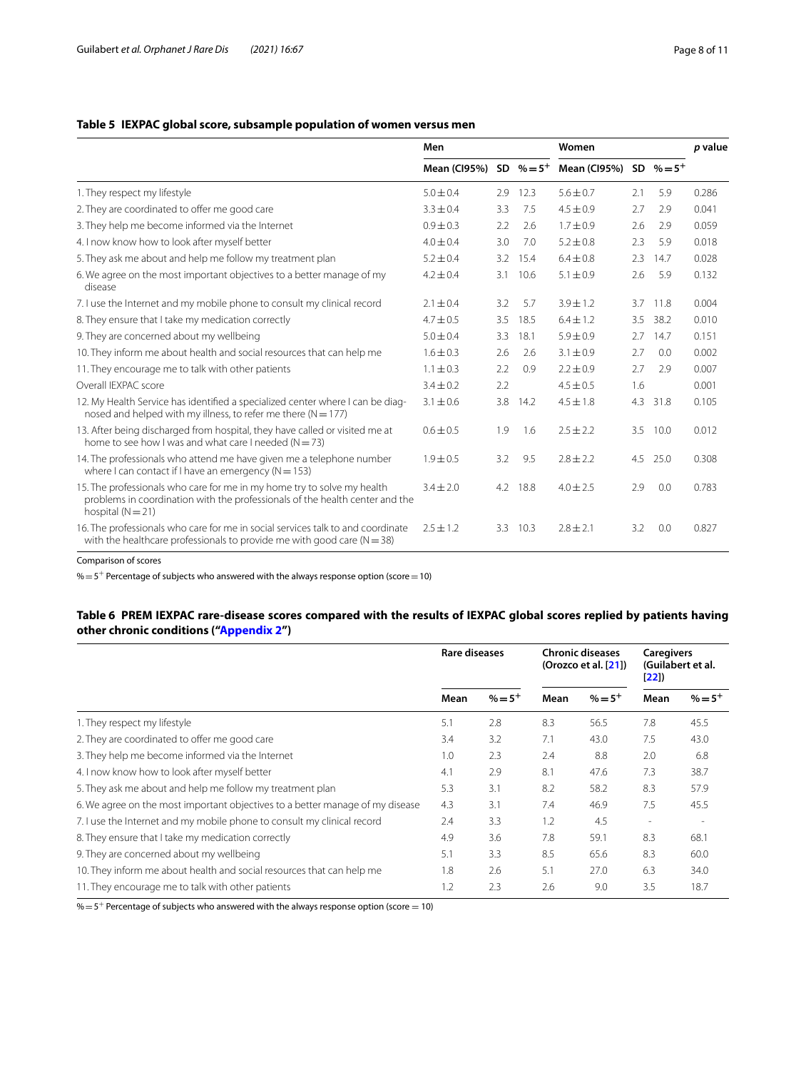**Table 5 IEXPAC global score, subsample population of women versus men**

| | Men | | | Women | | | p value |
|---|---|---|---|---|---|---|---|
| | Mean (CI95%) | SD | %=5+ | Mean (CI95%) | SD | %=5+ | |
| 1. They respect my lifestyle | 5.0 ± 0.4 | 2.9 | 12.3 | 5.6 ± 0.7 | 2.1 | 5.9 | 0.286 |
| 2. They are coordinated to offer me good care | 3.3 ± 0.4 | 3.3 | 7.5 | 4.5 ± 0.9 | 2.7 | 2.9 | 0.041 |
| 3. They help me become informed via the Internet | 0.9 ± 0.3 | 2.2 | 2.6 | 1.7 ± 0.9 | 2.6 | 2.9 | 0.059 |
| 4. I now know how to look after myself better | 4.0 ± 0.4 | 3.0 | 7.0 | 5.2 ± 0.8 | 2.3 | 5.9 | 0.018 |
| 5. They ask me about and help me follow my treatment plan | 5.2 ± 0.4 | 3.2 | 15.4 | 6.4 ± 0.8 | 2.3 | 14.7 | 0.028 |
| 6. We agree on the most important objectives to a better manage of my disease | 4.2 ± 0.4 | 3.1 | 10.6 | 5.1 ± 0.9 | 2.6 | 5.9 | 0.132 |
| 7. I use the Internet and my mobile phone to consult my clinical record | 2.1 ± 0.4 | 3.2 | 5.7 | 3.9 ± 1.2 | 3.7 | 11.8 | 0.004 |
| 8. They ensure that I take my medication correctly | 4.7 ± 0.5 | 3.5 | 18.5 | 6.4 ± 1.2 | 3.5 | 38.2 | 0.010 |
| 9. They are concerned about my wellbeing | 5.0 ± 0.4 | 3.3 | 18.1 | 5.9 ± 0.9 | 2.7 | 14.7 | 0.151 |
| 10. They inform me about health and social resources that can help me | 1.6 ± 0.3 | 2.6 | 2.6 | 3.1 ± 0.9 | 2.7 | 0.0 | 0.002 |
| 11. They encourage me to talk with other patients | 1.1 ± 0.3 | 2.2 | 0.9 | 2.2 ± 0.9 | 2.7 | 2.9 | 0.007 |
| Overall IEXPAC score | 3.4 ± 0.2 | 2.2 | | 4.5 ± 0.5 | 1.6 | | 0.001 |
| 12. My Health Service has identified a specialized center where I can be diagnosed and helped with my illness, to refer me there (N = 177) | 3.1 ± 0.6 | 3.8 | 14.2 | 4.5 ± 1.8 | 4.3 | 31.8 | 0.105 |
| 13. After being discharged from hospital, they have called or visited me at home to see how I was and what care I needed (N = 73) | 0.6 ± 0.5 | 1.9 | 1.6 | 2.5 ± 2.2 | 3.5 | 10.0 | 0.012 |
| 14. The professionals who attend me have given me a telephone number where I can contact if I have an emergency (N = 153) | 1.9 ± 0.5 | 3.2 | 9.5 | 2.8 ± 2.2 | 4.5 | 25.0 | 0.308 |
| 15. The professionals who care for me in my home try to solve my health problems in coordination with the professionals of the health center and the hospital (N = 21) | 3.4 ± 2.0 | 4.2 | 18.8 | 4.0 ± 2.5 | 2.9 | 0.0 | 0.783 |
| 16. The professionals who care for me in social services talk to and coordinate with the healthcare professionals to provide me with good care (N = 38) | 2.5 ± 1.2 | 3.3 | 10.3 | 2.8 ± 2.1 | 3.2 | 0.0 | 0.827 |

Comparison of scores

%=5+ Percentage of subjects who answered with the always response option (score = 10)

**Table 6 PREM IEXPAC rare-disease scores compared with the results of IEXPAC global scores replied by patients having other chronic conditions ("Appendix 2")**

| | Rare diseases | | Chronic diseases (Orozco et al. [21]) | | Caregivers (Guilabert et al. [22]) | |
|---|---|---|---|---|---|---|
| | Mean | %=5+ | Mean | %=5+ | Mean | %=5+ |
| 1. They respect my lifestyle | 5.1 | 2.8 | 8.3 | 56.5 | 7.8 | 45.5 |
| 2. They are coordinated to offer me good care | 3.4 | 3.2 | 7.1 | 43.0 | 7.5 | 43.0 |
| 3. They help me become informed via the Internet | 1.0 | 2.3 | 2.4 | 8.8 | 2.0 | 6.8 |
| 4. I now know how to look after myself better | 4.1 | 2.9 | 8.1 | 47.6 | 7.3 | 38.7 |
| 5. They ask me about and help me follow my treatment plan | 5.3 | 3.1 | 8.2 | 58.2 | 8.3 | 57.9 |
| 6. We agree on the most important objectives to a better manage of my disease | 4.3 | 3.1 | 7.4 | 46.9 | 7.5 | 45.5 |
| 7. I use the Internet and my mobile phone to consult my clinical record | 2.4 | 3.3 | 1.2 | 4.5 | - | - |
| 8. They ensure that I take my medication correctly | 4.9 | 3.6 | 7.8 | 59.1 | 8.3 | 68.1 |
| 9. They are concerned about my wellbeing | 5.1 | 3.3 | 8.5 | 65.6 | 8.3 | 60.0 |
| 10. They inform me about health and social resources that can help me | 1.8 | 2.6 | 5.1 | 27.0 | 6.3 | 34.0 |
| 11. They encourage me to talk with other patients | 1.2 | 2.3 | 2.6 | 9.0 | 3.5 | 18.7 |

%=5+ Percentage of subjects who answered with the always response option (score = 10)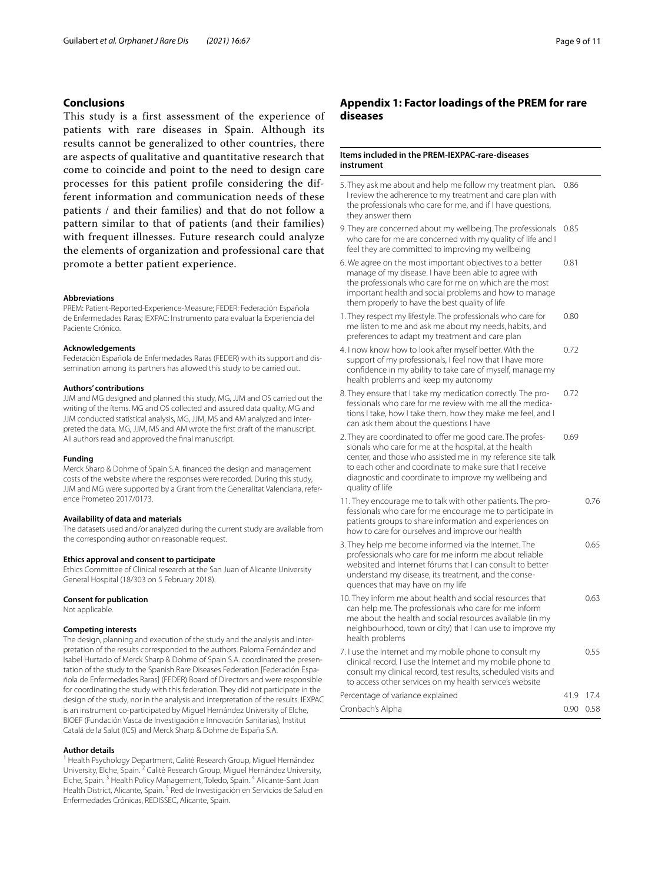## Conclusions

This study is a first assessment of the experience of patients with rare diseases in Spain. Although its results cannot be generalized to other countries, there are aspects of qualitative and quantitative research that come to coincide and point to the need to design care processes for this patient profile considering the different information and communication needs of these patients / and their families) and that do not follow a pattern similar to that of patients (and their families) with frequent illnesses. Future research could analyze the elements of organization and professional care that promote a better patient experience.

#### Abbreviations

PREM: Patient-Reported-Experience-Measure; FEDER: Federación Española de Enfermedades Raras; IEXPAC: Instrumento para evaluar la Experiencia del Paciente Crónico.

#### Acknowledgements

Federación Española de Enfermedades Raras (FEDER) with its support and dissemination among its partners has allowed this study to be carried out.

#### Authors' contributions

JJM and MG designed and planned this study, MG, JJM and OS carried out the writing of the ítems. MG and OS collected and assured data quality, MG and JJM conducted statistical analysis, MG, JJM, MS and AM analyzed and interpreted the data. MG, JJM, MS and AM wrote the first draft of the manuscript. All authors read and approved the final manuscript.

#### Funding

Merck Sharp & Dohme of Spain S.A. financed the design and management costs of the website where the responses were recorded. During this study, JJM and MG were supported by a Grant from the Generalitat Valenciana, reference Prometeo 2017/0173.

#### Availability of data and materials

The datasets used and/or analyzed during the current study are available from the corresponding author on reasonable request.

#### Ethics approval and consent to participate

Ethics Committee of Clinical research at the San Juan of Alicante University General Hospital (18/303 on 5 February 2018).

#### Consent for publication

Not applicable.

#### Competing interests

The design, planning and execution of the study and the analysis and interpretation of the results corresponded to the authors. Paloma Fernández and Isabel Hurtado of Merck Sharp & Dohme of Spain S.A. coordinated the presentation of the study to the Spanish Rare Diseases Federation [Federación Española de Enfermedades Raras] (FEDER) Board of Directors and were responsible for coordinating the study with this federation. They did not participate in the design of the study, nor in the analysis and interpretation of the results. IEXPAC is an instrument co-participated by Miguel Hernández University of Elche, BIOEF (Fundación Vasca de Investigación e Innovación Sanitarias), Institut Catalá de la Salut (ICS) and Merck Sharp & Dohme de España S.A.

#### Author details

[1] Health Psychology Department, Calitè Research Group, Miguel Hernández University, Elche, Spain. [2] Calitè Research Group, Miguel Hernández University, Elche, Spain. [3] Health Policy Management, Toledo, Spain. [4] Alicante-Sant Joan Health District, Alicante, Spain. [5] Red de Investigación en Servicios de Salud en Enfermedades Crónicas, REDISSEC, Alicante, Spain.

## Appendix 1: Factor loadings of the PREM for rare diseases

| Items included in the PREM-IEXPAC-rare-diseases instrument | | |
|---|---|---|
| 5. They ask me about and help me follow my treatment plan. I review the adherence to my treatment and care plan with the professionals who care for me, and if I have questions, they answer them | 0.86 | |
| 9. They are concerned about my wellbeing. The professionals who care for me are concerned with my quality of life and I feel they are committed to improving my wellbeing | 0.85 | |
| 6. We agree on the most important objectives to a better manage of my disease. I have been able to agree with the professionals who care for me on which are the most important health and social problems and how to manage them properly to have the best quality of life | 0.81 | |
| 1. They respect my lifestyle. The professionals who care for me listen to me and ask me about my needs, habits, and preferences to adapt my treatment and care plan | 0.80 | |
| 4. I now know how to look after myself better. With the support of my professionals, I feel now that I have more confidence in my ability to take care of myself, manage my health problems and keep my autonomy | 0.72 | |
| 8. They ensure that I take my medication correctly. The professionals who care for me review with me all the medications I take, how I take them, how they make me feel, and I can ask them about the questions I have | 0.72 | |
| 2. They are coordinated to offer me good care. The professionals who care for me at the hospital, at the health center, and those who assisted me in my reference site talk to each other and coordinate to make sure that I receive diagnostic and coordinate to improve my wellbeing and quality of life | 0.69 | |
| 11. They encourage me to talk with other patients. The professionals who care for me encourage me to participate in patients groups to share information and experiences on how to care for ourselves and improve our health | | 0.76 |
| 3. They help me become informed via the Internet. The professionals who care for me inform me about reliable websited and Internet fórums that I can consult to better understand my disease, its treatment, and the consequences that may have on my life | | 0.65 |
| 10. They inform me about health and social resources that can help me. The professionals who care for me inform me about the health and social resources available (in my neighbourhood, town or city) that I can use to improve my health problems | | 0.63 |
| 7. I use the Internet and my mobile phone to consult my clinical record. I use the Internet and my mobile phone to consult my clinical record, test results, scheduled visits and to access other services on my health service's website | | 0.55 |
| Percentage of variance explained | 41.9 | 17.4 |
| Cronbach's Alpha | 0.90 | 0.58 |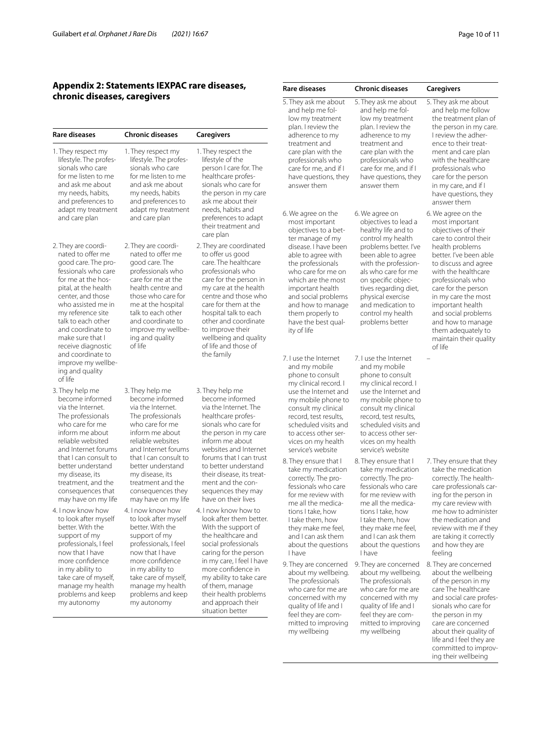## Appendix 2: Statements IEXPAC rare diseases, chronic diseases, caregivers

| Rare diseases | Chronic diseases | Caregivers |
|---|---|---|
| 1. They respect my lifestyle. The professionals who care for me listen to me and ask me about my needs, habits, and preferences to adapt my treatment and care plan | 1. They respect my lifestyle. The professionals who care for me listen to me and ask me about my needs, habits and preferences to adapt my treatment and care plan | 1. They respect the lifestyle of the person I care for. The healthcare professionals who care for the person in my care ask me about their needs, habits and preferences to adapt their treatment and care plan |
| 2. They are coordinated to offer me good care. The professionals who care for me at the hospital, at the health center, and those who assisted me in my reference site talk to each other and coordinate to make sure that I receive diagnostic and coordinate to improve my wellbeing and quality of life | 2. They are coordinated to offer me good care. The professionals who care for me at the health centre and those who care for me at the hospital talk to each other and coordinate to improve my wellbeing and quality of life | 2. They are coordinated to offer us good care. The healthcare professionals who care for the person in my care at the health centre and those who care for them at the hospital talk to each other and coordinate to improve their wellbeing and quality of life and those of the family |
| 3. They help me become informed via the Internet. The professionals who care for me inform me about reliable websited and Internet forums that I can consult to better understand my disease, its treatment, and the consequences that may have on my life | 3. They help me become informed via the Internet. The professionals who care for me inform me about reliable websites and Internet forums that I can consult to better understand my disease, its treatment and the consequences they may have on my life | 3. They help me become informed via the Internet. The healthcare professionals who care for the person in my care inform me about websites and Internet forums that I can trust to better understand their disease, its treatment and the consequences they may have on their lives |
| 4. I now know how to look after myself better. With the support of my professionals, I feel now that I have more confidence in my ability to take care of myself, manage my health problems and keep my autonomy | 4. I now know how to look after myself better. With the support of my professionals, I feel now that I have more confidence in my ability to take care of myself, manage my health problems and keep my autonomy | 4. I now know how to look after them better. With the support of the healthcare and social professionals caring for the person in my care, I feel I have more confidence in my ability to take care of them, manage their health problems and approach their situation better |
| 5. They ask me about and help me follow my treatment plan. I review the adherence to my treatment and care plan with the professionals who care for me, and if I have questions, they answer them | 5. They ask me about and help me follow my treatment plan. I review the adherence to my treatment and care plan with the professionals who care for me, and if I have questions, they answer them | 5. They ask me about and help me follow the treatment plan of the person in my care. I review the adherence to their treatment and care plan with the healthcare professionals who care for the person in my care, and if I have questions, they answer them |
| 6. We agree on the most important objectives to a better manage of my disease. I have been able to agree with the professionals who care for me on which are the most important health and social problems and how to manage them properly to have the best quality of life | 6. We agree on objectives to lead a healthy life and to control my health problems better. I've been able to agree with the professionals who care for me on specific objectives regarding diet, physical exercise and medication to control my health problems better | 6. We agree on the most important objectives of their care to control their health problems better. I've been able to discuss and agree with the healthcare professionals who care for the person in my care the most important health and social problems and how to manage them adequately to maintain their quality of life |
| 7. I use the Internet and my mobile phone to consult my clinical record. I use the Internet and my mobile phone to consult my clinical record, test results, scheduled visits and to access other services on my health service's website | 7. I use the Internet and my mobile phone to consult my clinical record. I use the Internet and my mobile phone to consult my clinical record, test results, scheduled visits and to access other services on my health service's website | – |
| 8. They ensure that I take my medication correctly. The professionals who care for me review with me all the medications I take, how I take them, how they make me feel, and I can ask them about the questions I have | 8. They ensure that I take my medication correctly. The professionals who care for me review with me all the medications I take, how I take them, how they make me feel, and I can ask them about the questions I have | 7. They ensure that they take the medication correctly. The healthcare professionals caring for the person in my care review with me how to administer the medication and review with me if they are taking it correctly and how they are feeling |
| 9. They are concerned about my wellbeing. The professionals who care for me are concerned with my quality of life and I feel they are committed to improving my wellbeing | 9. They are concerned about my wellbeing. The professionals who care for me are concerned with my quality of life and I feel they are committed to improving my wellbeing | 8. They are concerned about the wellbeing of the person in my care The healthcare and social care professionals who care for the person in my care are concerned about their quality of life and I feel they are committed to improving their wellbeing |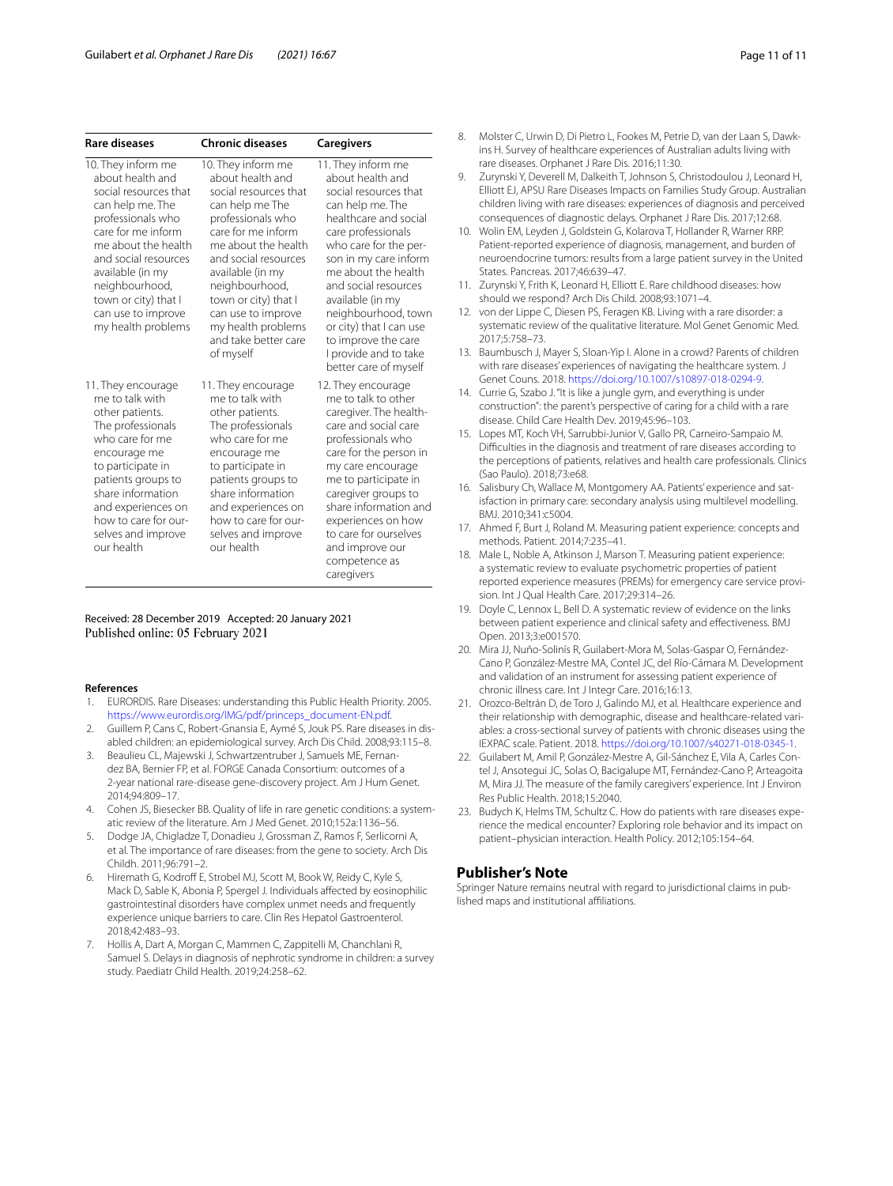| Rare diseases | Chronic diseases | Caregivers |
|---|---|---|
| 10. They inform me about health and social resources that can help me. The professionals who care for me inform me about the health and social resources available (in my neighbourhood, town or city) that I can use to improve my health problems | 10. They inform me about health and social resources that can help me The professionals who care for me inform me about the health and social resources available (in my neighbourhood, town or city) that I can use to improve my health problems and take better care of myself | 11. They inform me about health and social resources that can help me. The healthcare and social care professionals who care for the person in my care inform me about the health and social resources available (in my neighbourhood, town or city) that I can use to improve the care I provide and to take better care of myself |
| 11. They encourage me to talk with other patients. The professionals who care for me encourage me to participate in patients groups to share information and experiences on how to care for ourselves and improve our health | 11. They encourage me to talk with other patients. The professionals who care for me encourage me to participate in patients groups to share information and experiences on how to care for ourselves and improve our health | 12. They encourage me to talk to other caregiver. The healthcare and social care professionals who care for the person in my care encourage me to participate in caregiver groups to share information and experiences on how to care for ourselves and improve our competence as caregivers |

Received: 28 December 2019 Accepted: 20 January 2021
Published online: 05 February 2021

## References

1. EURORDIS. Rare Diseases: understanding this Public Health Priority. 2005. https://www.eurordis.org/IMG/pdf/princeps_document-EN.pdf.
2. Guillem P, Cans C, Robert-Gnansia E, Aymé S, Jouk PS. Rare diseases in disabled children: an epidemiological survey. Arch Dis Child. 2008;93:115–8.
3. Beaulieu CL, Majewski J, Schwartzentruber J, Samuels ME, Fernandez BA, Bernier FP, et al. FORGE Canada Consortium: outcomes of a 2-year national rare-disease gene-discovery project. Am J Hum Genet. 2014;94:809–17.
4. Cohen JS, Biesecker BB. Quality of life in rare genetic conditions: a systematic review of the literature. Am J Med Genet. 2010;152a:1136–56.
5. Dodge JA, Chigladze T, Donadieu J, Grossman Z, Ramos F, Serlicorni A, et al. The importance of rare diseases: from the gene to society. Arch Dis Childh. 2011;96:791–2.
6. Hiremath G, Kodroff E, Strobel MJ, Scott M, Book W, Reidy C, Kyle S, Mack D, Sable K, Abonia P, Spergel J. Individuals affected by eosinophilic gastrointestinal disorders have complex unmet needs and frequently experience unique barriers to care. Clin Res Hepatol Gastroenterol. 2018;42:483–93.
7. Hollis A, Dart A, Morgan C, Mammen C, Zappitelli M, Chanchlani R, Samuel S. Delays in diagnosis of nephrotic syndrome in children: a survey study. Paediatr Child Health. 2019;24:258–62.
8. Molster C, Urwin D, Di Pietro L, Fookes M, Petrie D, van der Laan S, Dawkins H. Survey of healthcare experiences of Australian adults living with rare diseases. Orphanet J Rare Dis. 2016;11:30.
9. Zurynski Y, Deverell M, Dalkeith T, Johnson S, Christodoulou J, Leonard H, Elliott EJ, APSU Rare Diseases Impacts on Families Study Group. Australian children living with rare diseases: experiences of diagnosis and perceived consequences of diagnostic delays. Orphanet J Rare Dis. 2017;12:68.
10. Wolin EM, Leyden J, Goldstein G, Kolarova T, Hollander R, Warner RRP. Patient-reported experience of diagnosis, management, and burden of neuroendocrine tumors: results from a large patient survey in the United States. Pancreas. 2017;46:639–47.
11. Zurynski Y, Frith K, Leonard H, Elliott E. Rare childhood diseases: how should we respond? Arch Dis Child. 2008;93:1071–4.
12. von der Lippe C, Diesen PS, Feragen KB. Living with a rare disorder: a systematic review of the qualitative literature. Mol Genet Genomic Med. 2017;5:758–73.
13. Baumbusch J, Mayer S, Sloan-Yip I. Alone in a crowd? Parents of children with rare diseases' experiences of navigating the healthcare system. J Genet Couns. 2018. https://doi.org/10.1007/s10897-018-0294-9.
14. Currie G, Szabo J. "It is like a jungle gym, and everything is under construction": the parent's perspective of caring for a child with a rare disease. Child Care Health Dev. 2019;45:96–103.
15. Lopes MT, Koch VH, Sarrubbi-Junior V, Gallo PR, Carneiro-Sampaio M. Difficulties in the diagnosis and treatment of rare diseases according to the perceptions of patients, relatives and health care professionals. Clinics (Sao Paulo). 2018;73:e68.
16. Salisbury Ch, Wallace M, Montgomery AA. Patients' experience and satisfaction in primary care: secondary analysis using multilevel modelling. BMJ. 2010;341:c5004.
17. Ahmed F, Burt J, Roland M. Measuring patient experience: concepts and methods. Patient. 2014;7:235–41.
18. Male L, Noble A, Atkinson J, Marson T. Measuring patient experience: a systematic review to evaluate psychometric properties of patient reported experience measures (PREMs) for emergency care service provision. Int J Qual Health Care. 2017;29:314–26.
19. Doyle C, Lennox L, Bell D. A systematic review of evidence on the links between patient experience and clinical safety and effectiveness. BMJ Open. 2013;3:e001570.
20. Mira JJ, Nuño-Solinís R, Guilabert-Mora M, Solas-Gaspar O, Fernández-Cano P, González-Mestre MA, Contel JC, del Río-Cámara M. Development and validation of an instrument for assessing patient experience of chronic illness care. Int J Integr Care. 2016;16:13.
21. Orozco-Beltrán D, de Toro J, Galindo MJ, et al. Healthcare experience and their relationship with demographic, disease and healthcare-related variables: a cross-sectional survey of patients with chronic diseases using the IEXPAC scale. Patient. 2018. https://doi.org/10.1007/s40271-018-0345-1.
22. Guilabert M, Amil P, González-Mestre A, Gil-Sánchez E, Vila A, Carles Contel J, Ansotegui JC, Solas O, Bacigalupe MT, Fernández-Cano P, Arteagoita M, Mira JJ. The measure of the family caregivers' experience. Int J Environ Res Public Health. 2018;15:2040.
23. Budych K, Helms TM, Schultz C. How do patients with rare diseases experience the medical encounter? Exploring role behavior and its impact on patient–physician interaction. Health Policy. 2012;105:154–64.

## Publisher's Note

Springer Nature remains neutral with regard to jurisdictional claims in published maps and institutional affiliations.